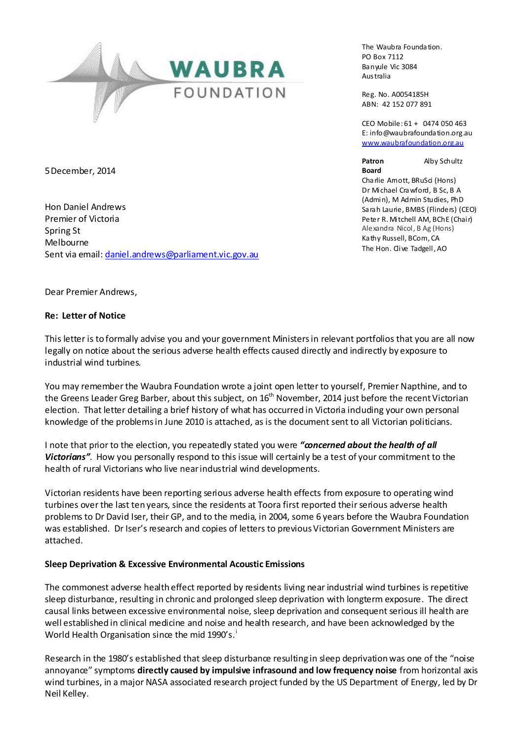WAUBRA FOUNDATION

The Waubra Foundation.
PO Box 7112
Banyule Vic 3084
Australia

Reg. No. A0054185H
ABN: 42 152 077 891

CEO Mobile: 61 + 0474 050 463
E: info@waubrafoundation.org.au
www.waubrafoundation.org.au

**Patron** Alby Schultz
**Board**
Charlie Arnott, BRuSci (Hons)
Dr Michael Crawford, B Sc, B A (Admin), M Admin Studies, PhD
Sarah Laurie, BMBS (Flinders) (CEO)
Peter R. Mitchell AM, BChE (Chair)
Alexandra Nicol, B Ag (Hons)
Kathy Russell, BCom, CA
The Hon. Clive Tadgell, AO

5 December, 2014

Hon Daniel Andrews
Premier of Victoria
Spring St
Melbourne
Sent via email: daniel.andrews@parliament.vic.gov.au

Dear Premier Andrews,

**Re: Letter of Notice**

This letter is to formally advise you and your government Ministers in relevant portfolios that you are all now legally on notice about the serious adverse health effects caused directly and indirectly by exposure to industrial wind turbines.

You may remember the Waubra Foundation wrote a joint open letter to yourself, Premier Napthine, and to the Greens Leader Greg Barber, about this subject, on 16th November, 2014 just before the recent Victorian election. That letter detailing a brief history of what has occurred in Victoria including your own personal knowledge of the problems in June 2010 is attached, as is the document sent to all Victorian politicians.

I note that prior to the election, you repeatedly stated you were ***"concerned about the health of all Victorians"***. How you personally respond to this issue will certainly be a test of your commitment to the health of rural Victorians who live near industrial wind developments.

Victorian residents have been reporting serious adverse health effects from exposure to operating wind turbines over the last ten years, since the residents at Toora first reported their serious adverse health problems to Dr David Iser, their GP, and to the media, in 2004, some 6 years before the Waubra Foundation was established. Dr Iser's research and copies of letters to previous Victorian Government Ministers are attached.

**Sleep Deprivation & Excessive Environmental Acoustic Emissions**

The commonest adverse health effect reported by residents living near industrial wind turbines is repetitive sleep disturbance, resulting in chronic and prolonged sleep deprivation with longterm exposure. The direct causal links between excessive environmental noise, sleep deprivation and consequent serious ill health are well established in clinical medicine and noise and health research, and have been acknowledged by the World Health Organisation since the mid 1990's.[i]

Research in the 1980's established that sleep disturbance resulting in sleep deprivation was one of the "noise annoyance" symptoms **directly caused by impulsive infrasound and low frequency noise** from horizontal axis wind turbines, in a major NASA associated research project funded by the US Department of Energy, led by Dr Neil Kelley.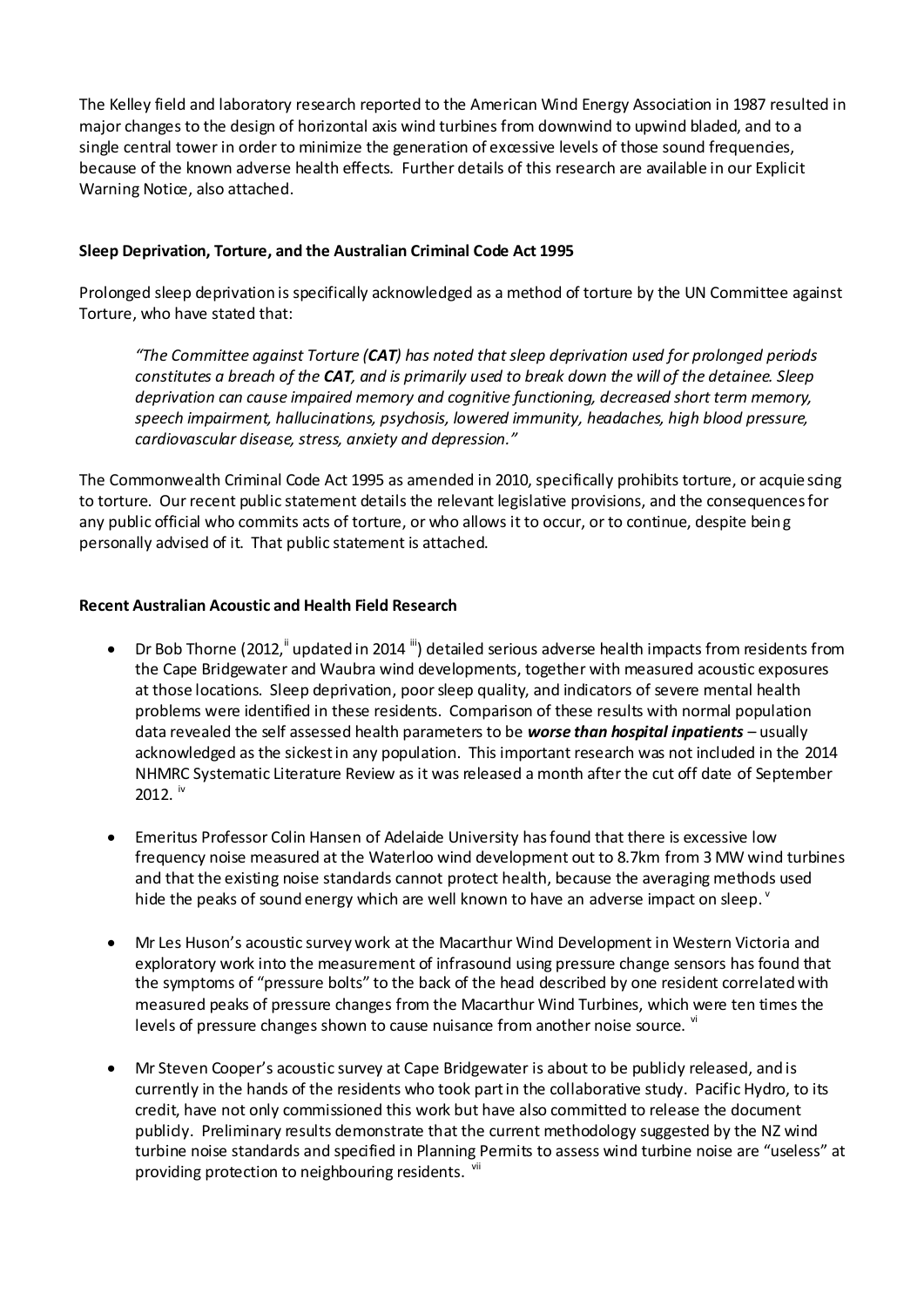The Kelley field and laboratory research reported to the American Wind Energy Association in 1987 resulted in major changes to the design of horizontal axis wind turbines from downwind to upwind bladed, and to a single central tower in order to minimize the generation of excessive levels of those sound frequencies, because of the known adverse health effects. Further details of this research are available in our Explicit Warning Notice, also attached.

**Sleep Deprivation, Torture, and the Australian Criminal Code Act 1995**

Prolonged sleep deprivation is specifically acknowledged as a method of torture by the UN Committee against Torture, who have stated that:

> *"The Committee against Torture (**CAT**) has noted that sleep deprivation used for prolonged periods constitutes a breach of the **CAT**, and is primarily used to break down the will of the detainee. Sleep deprivation can cause impaired memory and cognitive functioning, decreased short term memory, speech impairment, hallucinations, psychosis, lowered immunity, headaches, high blood pressure, cardiovascular disease, stress, anxiety and depression."*

The Commonwealth Criminal Code Act 1995 as amended in 2010, specifically prohibits torture, or acquiescing to torture. Our recent public statement details the relevant legislative provisions, and the consequences for any public official who commits acts of torture, or who allows it to occur, or to continue, despite being personally advised of it. That public statement is attached.

**Recent Australian Acoustic and Health Field Research**

- Dr Bob Thorne (2012,[ii] updated in 2014 [iii]) detailed serious adverse health impacts from residents from the Cape Bridgewater and Waubra wind developments, together with measured acoustic exposures at those locations. Sleep deprivation, poor sleep quality, and indicators of severe mental health problems were identified in these residents. Comparison of these results with normal population data revealed the self assessed health parameters to be ***worse than hospital inpatients*** – usually acknowledged as the sickest in any population. This important research was not included in the 2014 NHMRC Systematic Literature Review as it was released a month after the cut off date of September 2012. [iv]

- Emeritus Professor Colin Hansen of Adelaide University has found that there is excessive low frequency noise measured at the Waterloo wind development out to 8.7km from 3 MW wind turbines and that the existing noise standards cannot protect health, because the averaging methods used hide the peaks of sound energy which are well known to have an adverse impact on sleep. [v]

- Mr Les Huson's acoustic survey work at the Macarthur Wind Development in Western Victoria and exploratory work into the measurement of infrasound using pressure change sensors has found that the symptoms of "pressure bolts" to the back of the head described by one resident correlated with measured peaks of pressure changes from the Macarthur Wind Turbines, which were ten times the levels of pressure changes shown to cause nuisance from another noise source. [vi]

- Mr Steven Cooper's acoustic survey at Cape Bridgewater is about to be publicly released, and is currently in the hands of the residents who took part in the collaborative study. Pacific Hydro, to its credit, have not only commissioned this work but have also committed to release the document publicly. Preliminary results demonstrate that the current methodology suggested by the NZ wind turbine noise standards and specified in Planning Permits to assess wind turbine noise are "useless" at providing protection to neighbouring residents. [vii]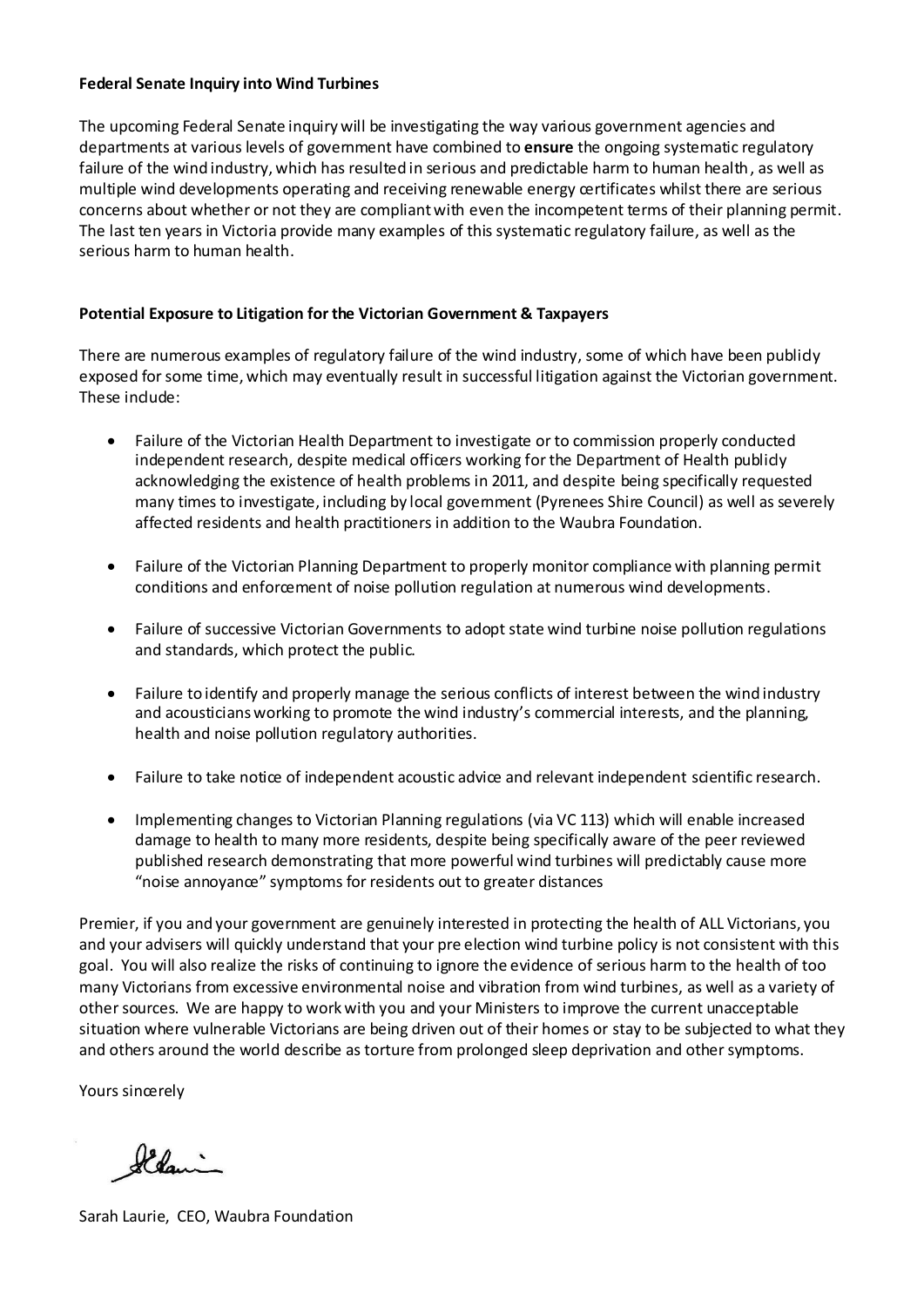**Federal Senate Inquiry into Wind Turbines**

The upcoming Federal Senate inquiry will be investigating the way various government agencies and departments at various levels of government have combined to **ensure** the ongoing systematic regulatory failure of the wind industry, which has resulted in serious and predictable harm to human health, as well as multiple wind developments operating and receiving renewable energy certificates whilst there are serious concerns about whether or not they are compliant with even the incompetent terms of their planning permit. The last ten years in Victoria provide many examples of this systematic regulatory failure, as well as the serious harm to human health.

**Potential Exposure to Litigation for the Victorian Government & Taxpayers**

There are numerous examples of regulatory failure of the wind industry, some of which have been publicly exposed for some time, which may eventually result in successful litigation against the Victorian government. These include:

- Failure of the Victorian Health Department to investigate or to commission properly conducted independent research, despite medical officers working for the Department of Health publicly acknowledging the existence of health problems in 2011, and despite being specifically requested many times to investigate, including by local government (Pyrenees Shire Council) as well as severely affected residents and health practitioners in addition to the Waubra Foundation.

- Failure of the Victorian Planning Department to properly monitor compliance with planning permit conditions and enforcement of noise pollution regulation at numerous wind developments.

- Failure of successive Victorian Governments to adopt state wind turbine noise pollution regulations and standards, which protect the public.

- Failure to identify and properly manage the serious conflicts of interest between the wind industry and acousticians working to promote the wind industry's commercial interests, and the planning, health and noise pollution regulatory authorities.

- Failure to take notice of independent acoustic advice and relevant independent scientific research.

- Implementing changes to Victorian Planning regulations (via VC 113) which will enable increased damage to health to many more residents, despite being specifically aware of the peer reviewed published research demonstrating that more powerful wind turbines will predictably cause more "noise annoyance" symptoms for residents out to greater distances

Premier, if you and your government are genuinely interested in protecting the health of ALL Victorians, you and your advisers will quickly understand that your pre election wind turbine policy is not consistent with this goal. You will also realize the risks of continuing to ignore the evidence of serious harm to the health of too many Victorians from excessive environmental noise and vibration from wind turbines, as well as a variety of other sources. We are happy to work with you and your Ministers to improve the current unacceptable situation where vulnerable Victorians are being driven out of their homes or stay to be subjected to what they and others around the world describe as torture from prolonged sleep deprivation and other symptoms.

Yours sincerely

Sarah Laurie, CEO, Waubra Foundation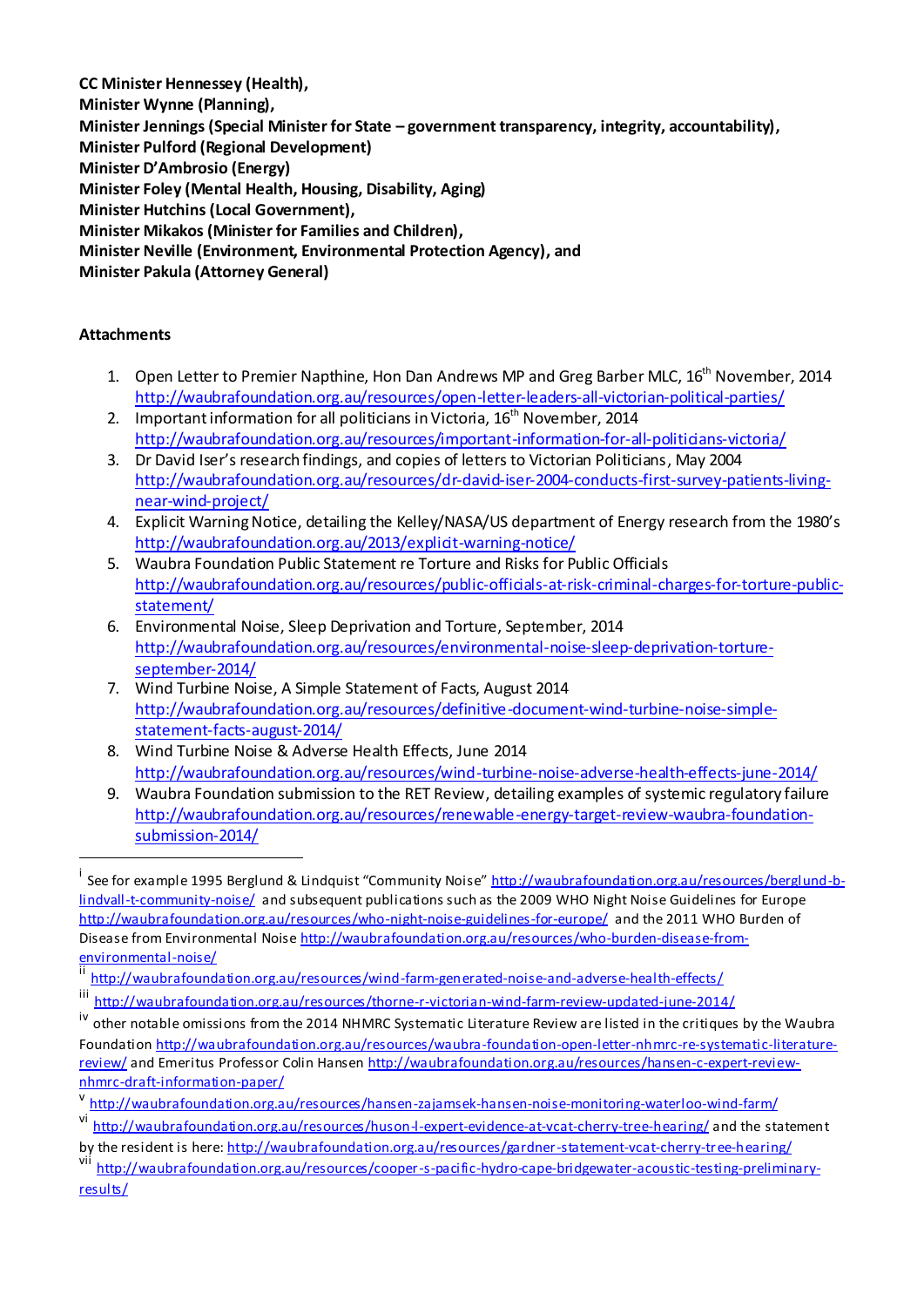**CC Minister Hennessey (Health),**
**Minister Wynne (Planning),**
**Minister Jennings (Special Minister for State – government transparency, integrity, accountability),**
**Minister Pulford (Regional Development)**
**Minister D'Ambrosio (Energy)**
**Minister Foley (Mental Health, Housing, Disability, Aging)**
**Minister Hutchins (Local Government),**
**Minister Mikakos (Minister for Families and Children),**
**Minister Neville (Environment, Environmental Protection Agency), and**
**Minister Pakula (Attorney General)**

**Attachments**

1. Open Letter to Premier Napthine, Hon Dan Andrews MP and Greg Barber MLC, 16th November, 2014 http://waubrafoundation.org.au/resources/open-letter-leaders-all-victorian-political-parties/
2. Important information for all politicians in Victoria, 16th November, 2014 http://waubrafoundation.org.au/resources/important-information-for-all-politicians-victoria/
3. Dr David Iser's research findings, and copies of letters to Victorian Politicians, May 2004 http://waubrafoundation.org.au/resources/dr-david-iser-2004-conducts-first-survey-patients-living-near-wind-project/
4. Explicit Warning Notice, detailing the Kelley/NASA/US department of Energy research from the 1980's http://waubrafoundation.org.au/2013/explicit-warning-notice/
5. Waubra Foundation Public Statement re Torture and Risks for Public Officials http://waubrafoundation.org.au/resources/public-officials-at-risk-criminal-charges-for-torture-public-statement/
6. Environmental Noise, Sleep Deprivation and Torture, September, 2014 http://waubrafoundation.org.au/resources/environmental-noise-sleep-deprivation-torture-september-2014/
7. Wind Turbine Noise, A Simple Statement of Facts, August 2014 http://waubrafoundation.org.au/resources/definitive-document-wind-turbine-noise-simple-statement-facts-august-2014/
8. Wind Turbine Noise & Adverse Health Effects, June 2014 http://waubrafoundation.org.au/resources/wind-turbine-noise-adverse-health-effects-june-2014/
9. Waubra Foundation submission to the RET Review, detailing examples of systemic regulatory failure http://waubrafoundation.org.au/resources/renewable-energy-target-review-waubra-foundation-submission-2014/

---

[i] See for example 1995 Berglund & Lindquist "Community Noise" http://waubrafoundation.org.au/resources/berglund-b-lindvall-t-community-noise/ and subsequent publications such as the 2009 WHO Night Noise Guidelines for Europe http://waubrafoundation.org.au/resources/who-night-noise-guidelines-for-europe/ and the 2011 WHO Burden of Disease from Environmental Noise http://waubrafoundation.org.au/resources/who-burden-disease-from-environmental-noise/

[ii] http://waubrafoundation.org.au/resources/wind-farm-generated-noise-and-adverse-health-effects/

[iii] http://waubrafoundation.org.au/resources/thorne-r-victorian-wind-farm-review-updated-june-2014/

[iv] other notable omissions from the 2014 NHMRC Systematic Literature Review are listed in the critiques by the Waubra Foundation http://waubrafoundation.org.au/resources/waubra-foundation-open-letter-nhmrc-re-systematic-literature-review/ and Emeritus Professor Colin Hansen http://waubrafoundation.org.au/resources/hansen-c-expert-review-nhmrc-draft-information-paper/

[v] http://waubrafoundation.org.au/resources/hansen-zajamsek-hansen-noise-monitoring-waterloo-wind-farm/

[vi] http://waubrafoundation.org.au/resources/huson-l-expert-evidence-at-vcat-cherry-tree-hearing/ and the statement by the resident is here: http://waubrafoundation.org.au/resources/gardner-statement-vcat-cherry-tree-hearing/

[vii] http://waubrafoundation.org.au/resources/cooper-s-pacific-hydro-cape-bridgewater-acoustic-testing-preliminary-results/